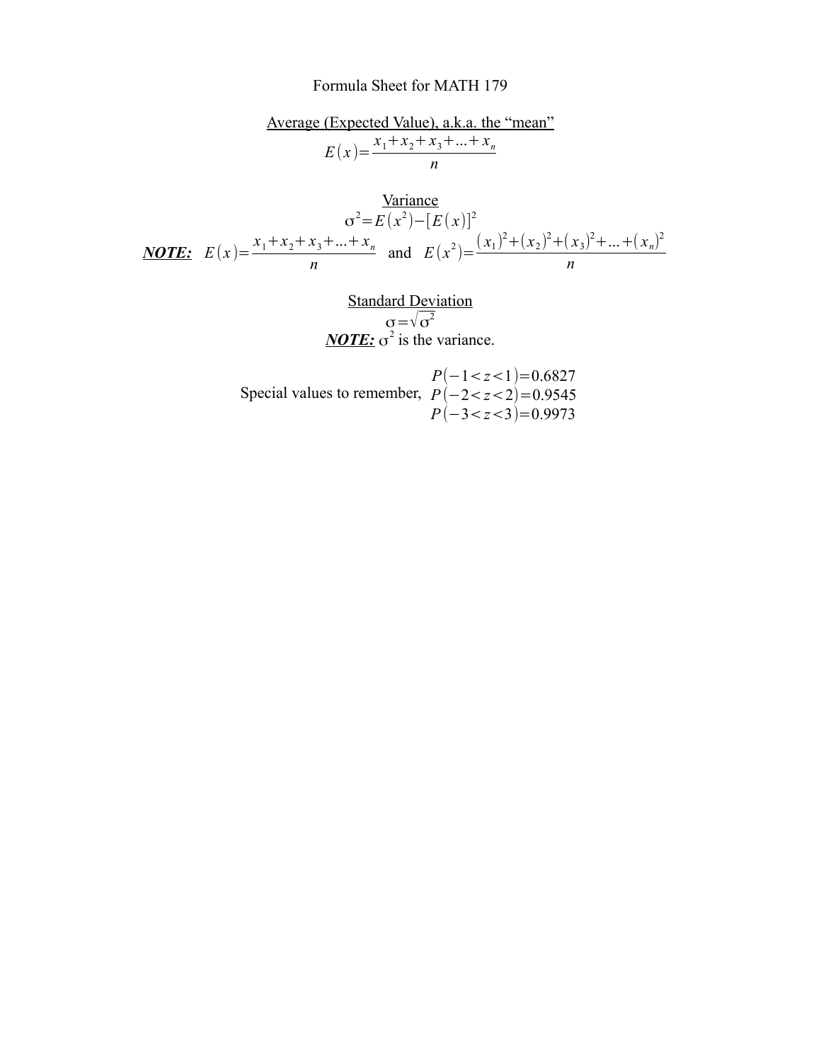# Formula Sheet for MATH 179

## Average (Expected Value), a.k.a. the "mean"

$$E(x) = \frac{x_1 + x_2 + x_3 + \ldots + x_n}{n}$$

## Variance

$$\sigma^2 = E(x^2) - [E(x)]^2$$

***NOTE:*** $E(x) = \frac{x_1 + x_2 + x_3 + \ldots + x_n}{n}$ and $E(x^2) = \frac{(x_1)^2 + (x_2)^2 + (x_3)^2 + \ldots + (x_n)^2}{n}$

## Standard Deviation

$$\sigma = \sqrt{\sigma^2}$$

***NOTE:*** $\sigma^2$ is the variance.

Special values to remember,

$$P(-1 < z < 1) = 0.6827$$
$$P(-2 < z < 2) = 0.9545$$
$$P(-3 < z < 3) = 0.9973$$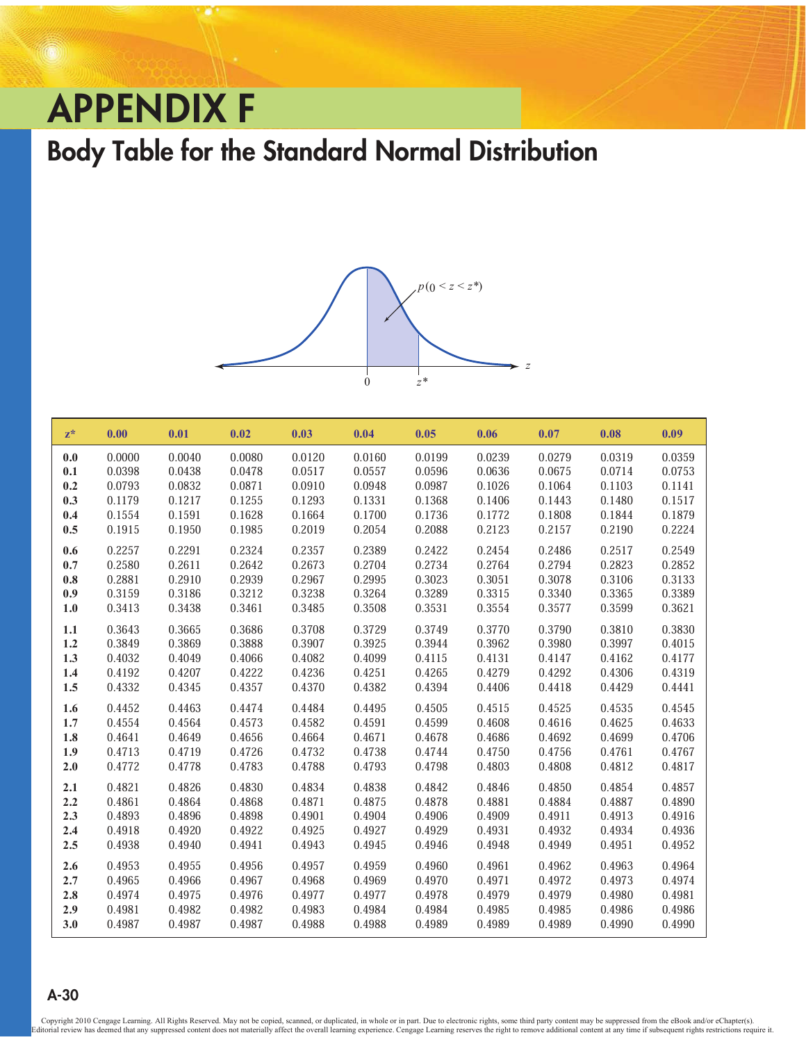# APPENDIX F

## Body Table for the Standard Normal Distribution

$p(0 < z < z^*)$

0

$z^*$

$z$

| $z^*$ | 0.00 | 0.01 | 0.02 | 0.03 | 0.04 | 0.05 | 0.06 | 0.07 | 0.08 | 0.09 |
|---|---|---|---|---|---|---|---|---|---|---|
| **0.0** | 0.0000 | 0.0040 | 0.0080 | 0.0120 | 0.0160 | 0.0199 | 0.0239 | 0.0279 | 0.0319 | 0.0359 |
| **0.1** | 0.0398 | 0.0438 | 0.0478 | 0.0517 | 0.0557 | 0.0596 | 0.0636 | 0.0675 | 0.0714 | 0.0753 |
| **0.2** | 0.0793 | 0.0832 | 0.0871 | 0.0910 | 0.0948 | 0.0987 | 0.1026 | 0.1064 | 0.1103 | 0.1141 |
| **0.3** | 0.1179 | 0.1217 | 0.1255 | 0.1293 | 0.1331 | 0.1368 | 0.1406 | 0.1443 | 0.1480 | 0.1517 |
| **0.4** | 0.1554 | 0.1591 | 0.1628 | 0.1664 | 0.1700 | 0.1736 | 0.1772 | 0.1808 | 0.1844 | 0.1879 |
| **0.5** | 0.1915 | 0.1950 | 0.1985 | 0.2019 | 0.2054 | 0.2088 | 0.2123 | 0.2157 | 0.2190 | 0.2224 |
| **0.6** | 0.2257 | 0.2291 | 0.2324 | 0.2357 | 0.2389 | 0.2422 | 0.2454 | 0.2486 | 0.2517 | 0.2549 |
| **0.7** | 0.2580 | 0.2611 | 0.2642 | 0.2673 | 0.2704 | 0.2734 | 0.2764 | 0.2794 | 0.2823 | 0.2852 |
| **0.8** | 0.2881 | 0.2910 | 0.2939 | 0.2967 | 0.2995 | 0.3023 | 0.3051 | 0.3078 | 0.3106 | 0.3133 |
| **0.9** | 0.3159 | 0.3186 | 0.3212 | 0.3238 | 0.3264 | 0.3289 | 0.3315 | 0.3340 | 0.3365 | 0.3389 |
| **1.0** | 0.3413 | 0.3438 | 0.3461 | 0.3485 | 0.3508 | 0.3531 | 0.3554 | 0.3577 | 0.3599 | 0.3621 |
| **1.1** | 0.3643 | 0.3665 | 0.3686 | 0.3708 | 0.3729 | 0.3749 | 0.3770 | 0.3790 | 0.3810 | 0.3830 |
| **1.2** | 0.3849 | 0.3869 | 0.3888 | 0.3907 | 0.3925 | 0.3944 | 0.3962 | 0.3980 | 0.3997 | 0.4015 |
| **1.3** | 0.4032 | 0.4049 | 0.4066 | 0.4082 | 0.4099 | 0.4115 | 0.4131 | 0.4147 | 0.4162 | 0.4177 |
| **1.4** | 0.4192 | 0.4207 | 0.4222 | 0.4236 | 0.4251 | 0.4265 | 0.4279 | 0.4292 | 0.4306 | 0.4319 |
| **1.5** | 0.4332 | 0.4345 | 0.4357 | 0.4370 | 0.4382 | 0.4394 | 0.4406 | 0.4418 | 0.4429 | 0.4441 |
| **1.6** | 0.4452 | 0.4463 | 0.4474 | 0.4484 | 0.4495 | 0.4505 | 0.4515 | 0.4525 | 0.4535 | 0.4545 |
| **1.7** | 0.4554 | 0.4564 | 0.4573 | 0.4582 | 0.4591 | 0.4599 | 0.4608 | 0.4616 | 0.4625 | 0.4633 |
| **1.8** | 0.4641 | 0.4649 | 0.4656 | 0.4664 | 0.4671 | 0.4678 | 0.4686 | 0.4692 | 0.4699 | 0.4706 |
| **1.9** | 0.4713 | 0.4719 | 0.4726 | 0.4732 | 0.4738 | 0.4744 | 0.4750 | 0.4756 | 0.4761 | 0.4767 |
| **2.0** | 0.4772 | 0.4778 | 0.4783 | 0.4788 | 0.4793 | 0.4798 | 0.4803 | 0.4808 | 0.4812 | 0.4817 |
| **2.1** | 0.4821 | 0.4826 | 0.4830 | 0.4834 | 0.4838 | 0.4842 | 0.4846 | 0.4850 | 0.4854 | 0.4857 |
| **2.2** | 0.4861 | 0.4864 | 0.4868 | 0.4871 | 0.4875 | 0.4878 | 0.4881 | 0.4884 | 0.4887 | 0.4890 |
| **2.3** | 0.4893 | 0.4896 | 0.4898 | 0.4901 | 0.4904 | 0.4906 | 0.4909 | 0.4911 | 0.4913 | 0.4916 |
| **2.4** | 0.4918 | 0.4920 | 0.4922 | 0.4925 | 0.4927 | 0.4929 | 0.4931 | 0.4932 | 0.4934 | 0.4936 |
| **2.5** | 0.4938 | 0.4940 | 0.4941 | 0.4943 | 0.4945 | 0.4946 | 0.4948 | 0.4949 | 0.4951 | 0.4952 |
| **2.6** | 0.4953 | 0.4955 | 0.4956 | 0.4957 | 0.4959 | 0.4960 | 0.4961 | 0.4962 | 0.4963 | 0.4964 |
| **2.7** | 0.4965 | 0.4966 | 0.4967 | 0.4968 | 0.4969 | 0.4970 | 0.4971 | 0.4972 | 0.4973 | 0.4974 |
| **2.8** | 0.4974 | 0.4975 | 0.4976 | 0.4977 | 0.4977 | 0.4978 | 0.4979 | 0.4979 | 0.4980 | 0.4981 |
| **2.9** | 0.4981 | 0.4982 | 0.4982 | 0.4983 | 0.4984 | 0.4984 | 0.4985 | 0.4985 | 0.4986 | 0.4986 |
| **3.0** | 0.4987 | 0.4987 | 0.4987 | 0.4988 | 0.4988 | 0.4989 | 0.4989 | 0.4989 | 0.4990 | 0.4990 |

Copyright 2010 Cengage Learning. All Rights Reserved. May not be copied, scanned, or duplicated, in whole or in part. Due to electronic rights, some third party content may be suppressed from the eBook and/or eChapter(s). Editorial review has deemed that any suppressed content does not materially affect the overall learning experience. Cengage Learning reserves the right to remove additional content at any time if subsequent rights restrictions require it.